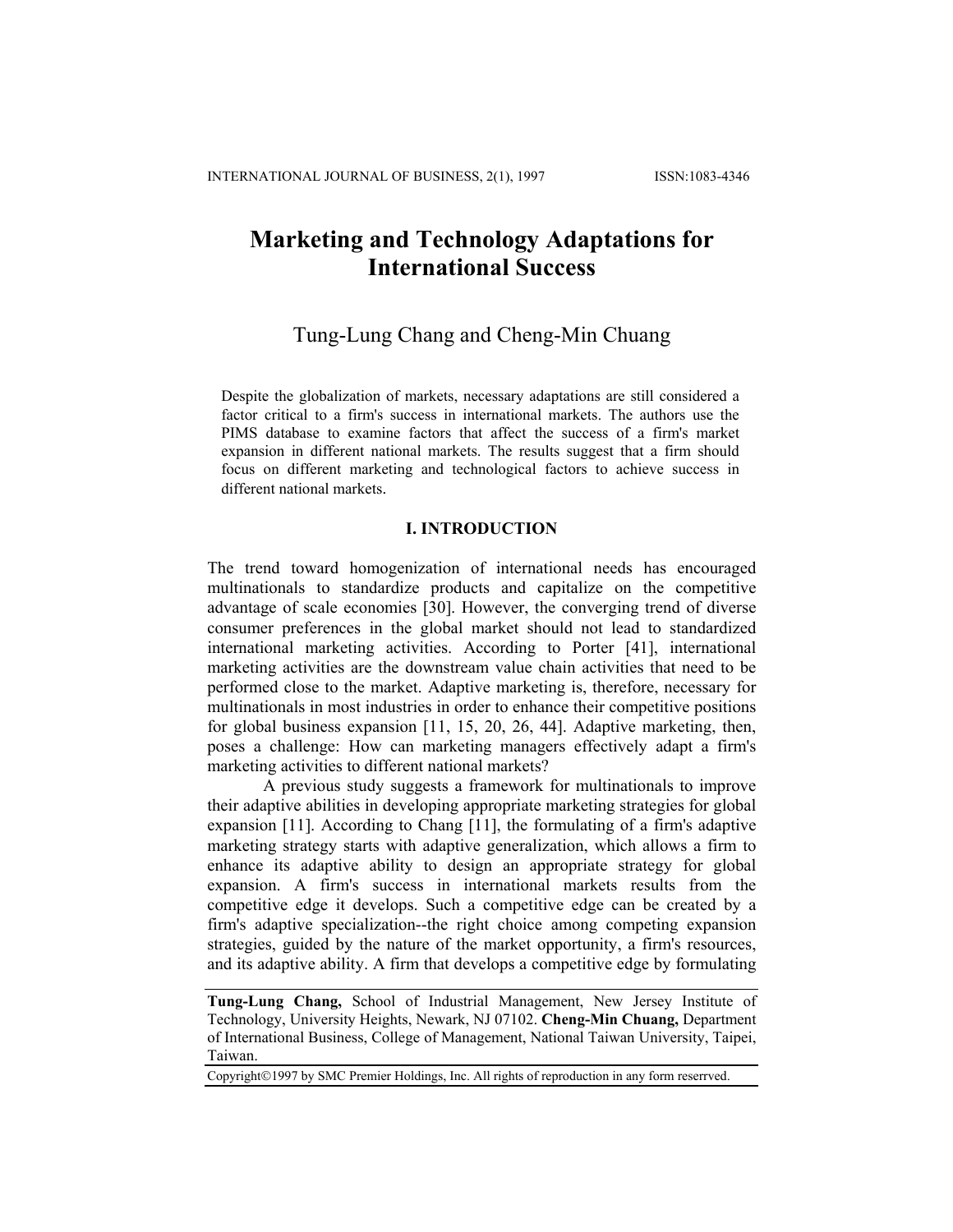# Marketing and Technology Adaptations for International Success

Tung-Lung Chang and Cheng-Min Chuang

Despite the globalization of markets, necessary adaptations are still considered a factor critical to a firm's success in international markets. The authors use the PIMS database to examine factors that affect the success of a firm's market expansion in different national markets. The results suggest that a firm should focus on different marketing and technological factors to achieve success in different national markets.

## I. INTRODUCTION

The trend toward homogenization of international needs has encouraged multinationals to standardize products and capitalize on the competitive advantage of scale economies [30]. However, the converging trend of diverse consumer preferences in the global market should not lead to standardized international marketing activities. According to Porter [41], international marketing activities are the downstream value chain activities that need to be performed close to the market. Adaptive marketing is, therefore, necessary for multinationals in most industries in order to enhance their competitive positions for global business expansion [11, 15, 20, 26, 44]. Adaptive marketing, then, poses a challenge: How can marketing managers effectively adapt a firm's marketing activities to different national markets?

A previous study suggests a framework for multinationals to improve their adaptive abilities in developing appropriate marketing strategies for global expansion [11]. According to Chang [11], the formulating of a firm's adaptive marketing strategy starts with adaptive generalization, which allows a firm to enhance its adaptive ability to design an appropriate strategy for global expansion. A firm's success in international markets results from the competitive edge it develops. Such a competitive edge can be created by a firm's adaptive specialization--the right choice among competing expansion strategies, guided by the nature of the market opportunity, a firm's resources, and its adaptive ability. A firm that develops a competitive edge by formulating

---

**Tung-Lung Chang,** School of Industrial Management, New Jersey Institute of Technology, University Heights, Newark, NJ 07102. **Cheng-Min Chuang,** Department of International Business, College of Management, National Taiwan University, Taipei, Taiwan.

Copyright©1997 by SMC Premier Holdings, Inc. All rights of reproduction in any form reserrved.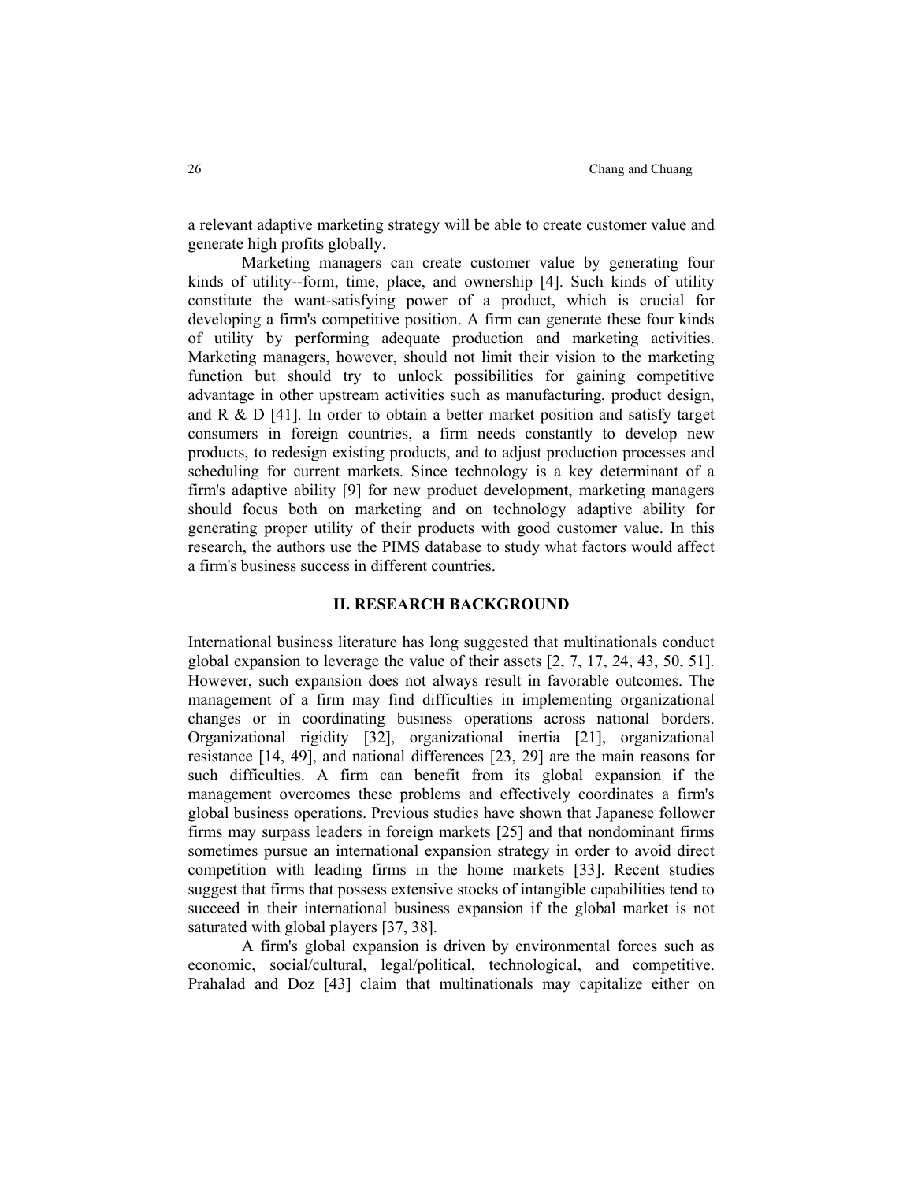a relevant adaptive marketing strategy will be able to create customer value and generate high profits globally.

Marketing managers can create customer value by generating four kinds of utility--form, time, place, and ownership [4]. Such kinds of utility constitute the want-satisfying power of a product, which is crucial for developing a firm's competitive position. A firm can generate these four kinds of utility by performing adequate production and marketing activities. Marketing managers, however, should not limit their vision to the marketing function but should try to unlock possibilities for gaining competitive advantage in other upstream activities such as manufacturing, product design, and R & D [41]. In order to obtain a better market position and satisfy target consumers in foreign countries, a firm needs constantly to develop new products, to redesign existing products, and to adjust production processes and scheduling for current markets. Since technology is a key determinant of a firm's adaptive ability [9] for new product development, marketing managers should focus both on marketing and on technology adaptive ability for generating proper utility of their products with good customer value. In this research, the authors use the PIMS database to study what factors would affect a firm's business success in different countries.

## II. RESEARCH BACKGROUND

International business literature has long suggested that multinationals conduct global expansion to leverage the value of their assets [2, 7, 17, 24, 43, 50, 51]. However, such expansion does not always result in favorable outcomes. The management of a firm may find difficulties in implementing organizational changes or in coordinating business operations across national borders. Organizational rigidity [32], organizational inertia [21], organizational resistance [14, 49], and national differences [23, 29] are the main reasons for such difficulties. A firm can benefit from its global expansion if the management overcomes these problems and effectively coordinates a firm's global business operations. Previous studies have shown that Japanese follower firms may surpass leaders in foreign markets [25] and that nondominant firms sometimes pursue an international expansion strategy in order to avoid direct competition with leading firms in the home markets [33]. Recent studies suggest that firms that possess extensive stocks of intangible capabilities tend to succeed in their international business expansion if the global market is not saturated with global players [37, 38].

A firm's global expansion is driven by environmental forces such as economic, social/cultural, legal/political, technological, and competitive. Prahalad and Doz [43] claim that multinationals may capitalize either on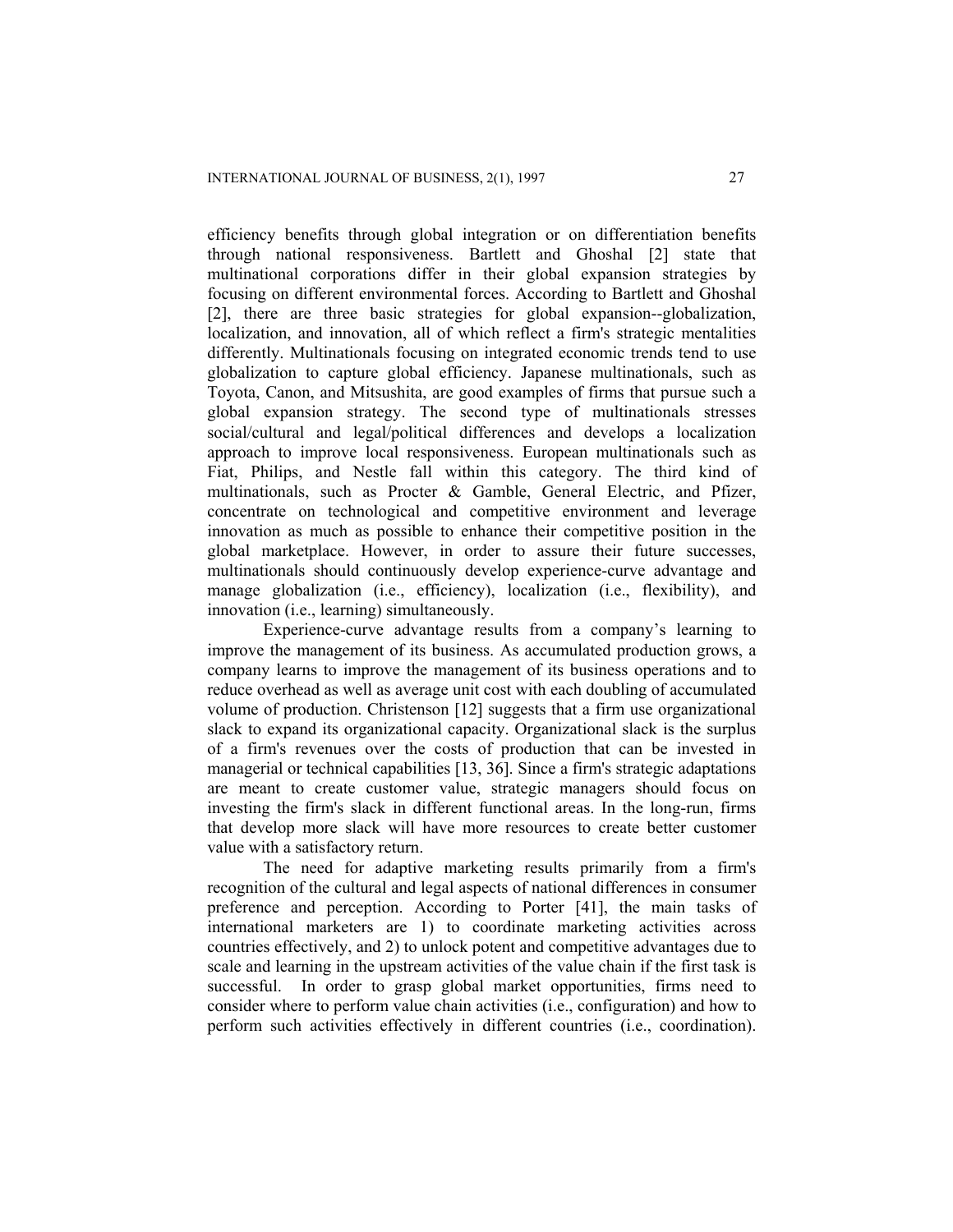efficiency benefits through global integration or on differentiation benefits through national responsiveness. Bartlett and Ghoshal [2] state that multinational corporations differ in their global expansion strategies by focusing on different environmental forces. According to Bartlett and Ghoshal [2], there are three basic strategies for global expansion--globalization, localization, and innovation, all of which reflect a firm's strategic mentalities differently. Multinationals focusing on integrated economic trends tend to use globalization to capture global efficiency. Japanese multinationals, such as Toyota, Canon, and Mitsushita, are good examples of firms that pursue such a global expansion strategy. The second type of multinationals stresses social/cultural and legal/political differences and develops a localization approach to improve local responsiveness. European multinationals such as Fiat, Philips, and Nestle fall within this category. The third kind of multinationals, such as Procter & Gamble, General Electric, and Pfizer, concentrate on technological and competitive environment and leverage innovation as much as possible to enhance their competitive position in the global marketplace. However, in order to assure their future successes, multinationals should continuously develop experience-curve advantage and manage globalization (i.e., efficiency), localization (i.e., flexibility), and innovation (i.e., learning) simultaneously.

Experience-curve advantage results from a company's learning to improve the management of its business. As accumulated production grows, a company learns to improve the management of its business operations and to reduce overhead as well as average unit cost with each doubling of accumulated volume of production. Christenson [12] suggests that a firm use organizational slack to expand its organizational capacity. Organizational slack is the surplus of a firm's revenues over the costs of production that can be invested in managerial or technical capabilities [13, 36]. Since a firm's strategic adaptations are meant to create customer value, strategic managers should focus on investing the firm's slack in different functional areas. In the long-run, firms that develop more slack will have more resources to create better customer value with a satisfactory return.

The need for adaptive marketing results primarily from a firm's recognition of the cultural and legal aspects of national differences in consumer preference and perception. According to Porter [41], the main tasks of international marketers are 1) to coordinate marketing activities across countries effectively, and 2) to unlock potent and competitive advantages due to scale and learning in the upstream activities of the value chain if the first task is successful. In order to grasp global market opportunities, firms need to consider where to perform value chain activities (i.e., configuration) and how to perform such activities effectively in different countries (i.e., coordination).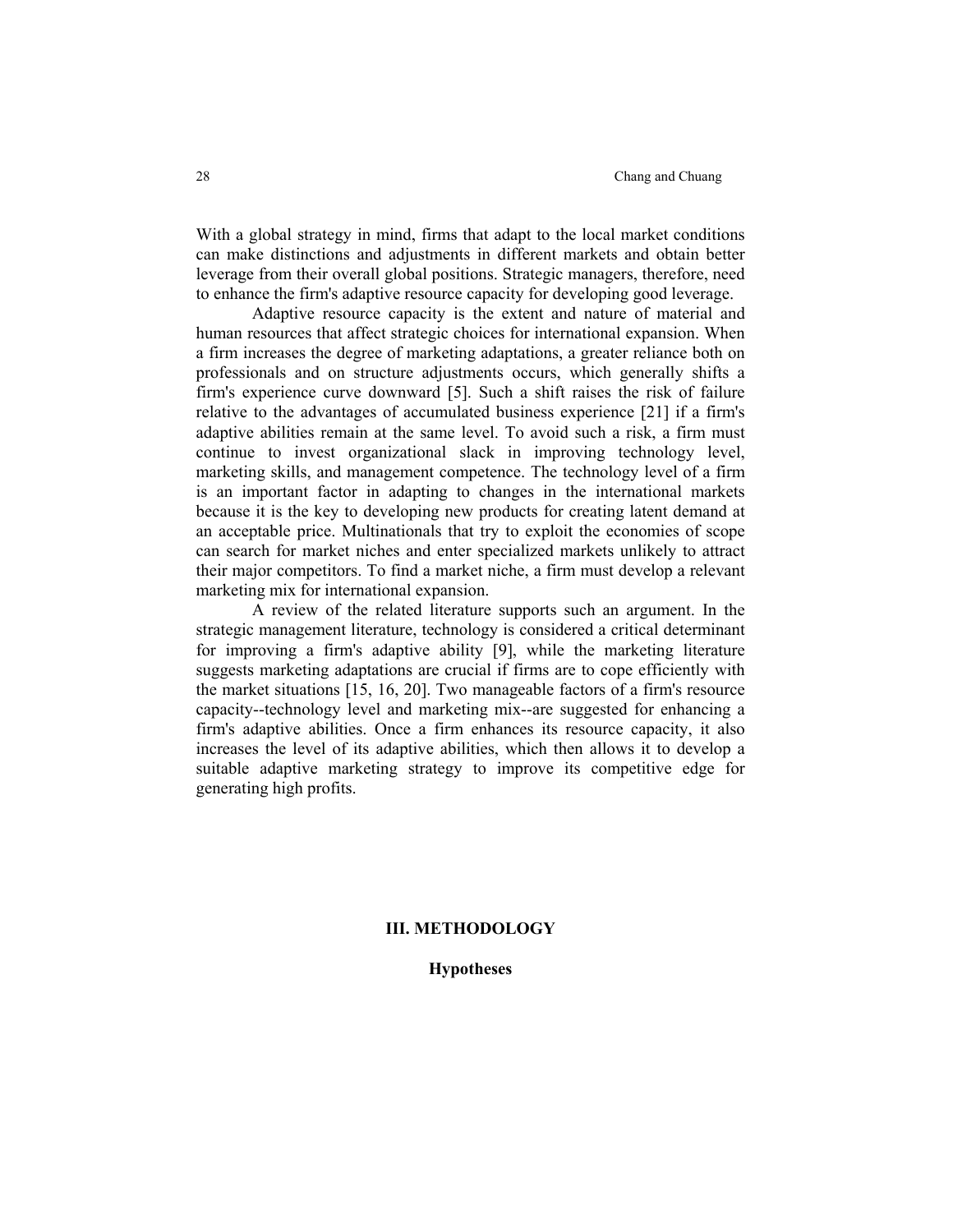With a global strategy in mind, firms that adapt to the local market conditions can make distinctions and adjustments in different markets and obtain better leverage from their overall global positions. Strategic managers, therefore, need to enhance the firm's adaptive resource capacity for developing good leverage.

Adaptive resource capacity is the extent and nature of material and human resources that affect strategic choices for international expansion. When a firm increases the degree of marketing adaptations, a greater reliance both on professionals and on structure adjustments occurs, which generally shifts a firm's experience curve downward [5]. Such a shift raises the risk of failure relative to the advantages of accumulated business experience [21] if a firm's adaptive abilities remain at the same level. To avoid such a risk, a firm must continue to invest organizational slack in improving technology level, marketing skills, and management competence. The technology level of a firm is an important factor in adapting to changes in the international markets because it is the key to developing new products for creating latent demand at an acceptable price. Multinationals that try to exploit the economies of scope can search for market niches and enter specialized markets unlikely to attract their major competitors. To find a market niche, a firm must develop a relevant marketing mix for international expansion.

A review of the related literature supports such an argument. In the strategic management literature, technology is considered a critical determinant for improving a firm's adaptive ability [9], while the marketing literature suggests marketing adaptations are crucial if firms are to cope efficiently with the market situations [15, 16, 20]. Two manageable factors of a firm's resource capacity--technology level and marketing mix--are suggested for enhancing a firm's adaptive abilities. Once a firm enhances its resource capacity, it also increases the level of its adaptive abilities, which then allows it to develop a suitable adaptive marketing strategy to improve its competitive edge for generating high profits.

## III. METHODOLOGY

### Hypotheses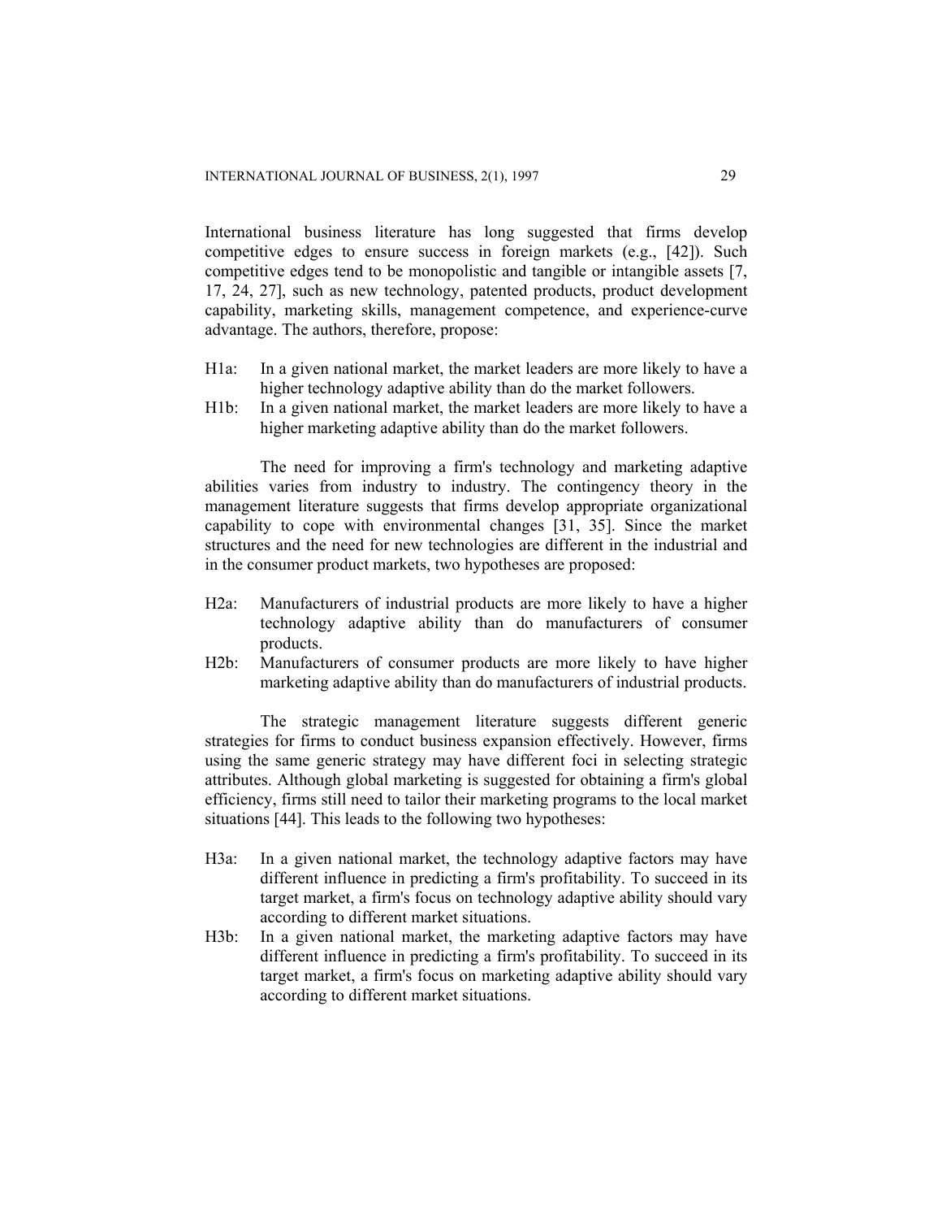International business literature has long suggested that firms develop competitive edges to ensure success in foreign markets (e.g., [42]). Such competitive edges tend to be monopolistic and tangible or intangible assets [7, 17, 24, 27], such as new technology, patented products, product development capability, marketing skills, management competence, and experience-curve advantage. The authors, therefore, propose:

- H1a: In a given national market, the market leaders are more likely to have a higher technology adaptive ability than do the market followers.
- H1b: In a given national market, the market leaders are more likely to have a higher marketing adaptive ability than do the market followers.

The need for improving a firm's technology and marketing adaptive abilities varies from industry to industry. The contingency theory in the management literature suggests that firms develop appropriate organizational capability to cope with environmental changes [31, 35]. Since the market structures and the need for new technologies are different in the industrial and in the consumer product markets, two hypotheses are proposed:

- H2a: Manufacturers of industrial products are more likely to have a higher technology adaptive ability than do manufacturers of consumer products.
- H2b: Manufacturers of consumer products are more likely to have higher marketing adaptive ability than do manufacturers of industrial products.

The strategic management literature suggests different generic strategies for firms to conduct business expansion effectively. However, firms using the same generic strategy may have different foci in selecting strategic attributes. Although global marketing is suggested for obtaining a firm's global efficiency, firms still need to tailor their marketing programs to the local market situations [44]. This leads to the following two hypotheses:

- H3a: In a given national market, the technology adaptive factors may have different influence in predicting a firm's profitability. To succeed in its target market, a firm's focus on technology adaptive ability should vary according to different market situations.
- H3b: In a given national market, the marketing adaptive factors may have different influence in predicting a firm's profitability. To succeed in its target market, a firm's focus on marketing adaptive ability should vary according to different market situations.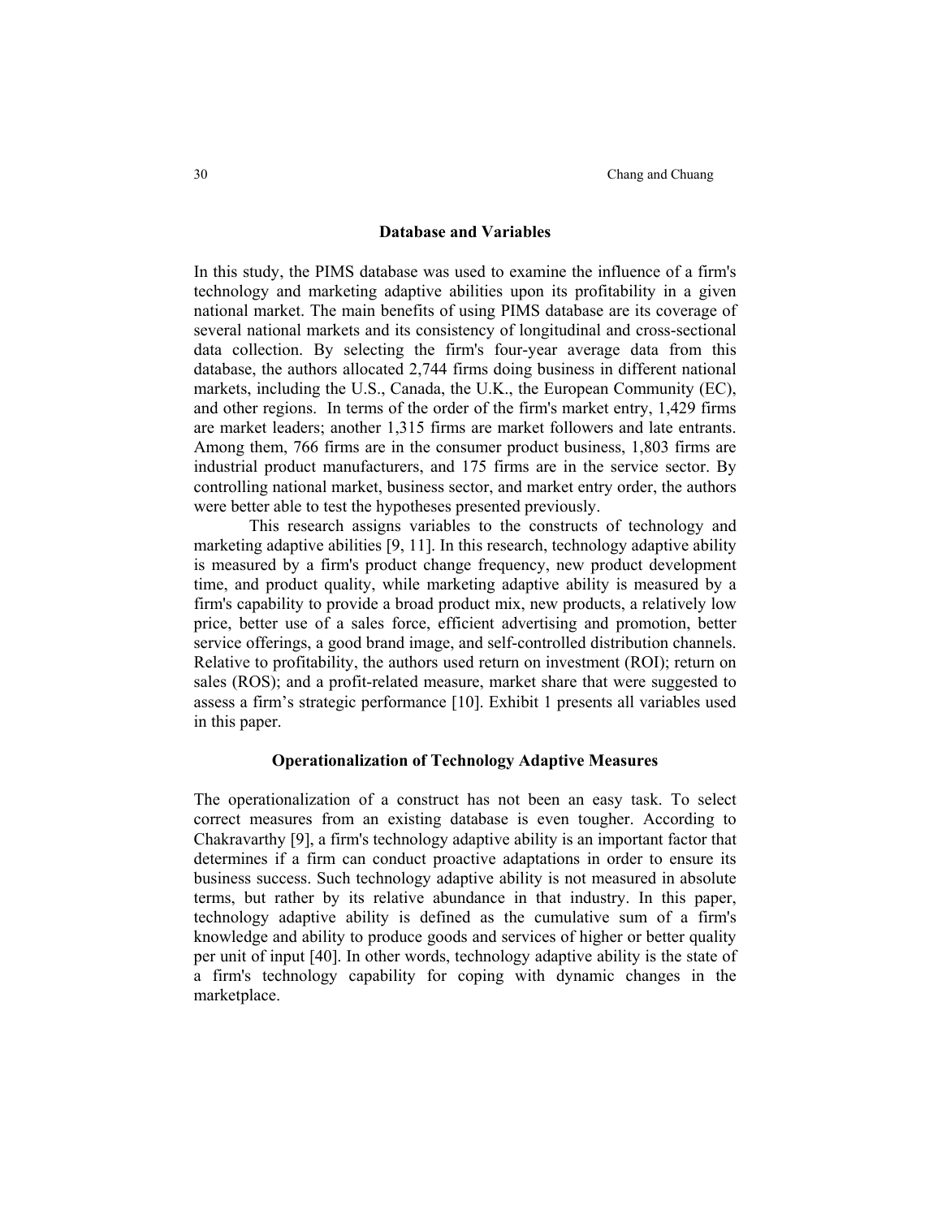## Database and Variables

In this study, the PIMS database was used to examine the influence of a firm's technology and marketing adaptive abilities upon its profitability in a given national market. The main benefits of using PIMS database are its coverage of several national markets and its consistency of longitudinal and cross-sectional data collection. By selecting the firm's four-year average data from this database, the authors allocated 2,744 firms doing business in different national markets, including the U.S., Canada, the U.K., the European Community (EC), and other regions. In terms of the order of the firm's market entry, 1,429 firms are market leaders; another 1,315 firms are market followers and late entrants. Among them, 766 firms are in the consumer product business, 1,803 firms are industrial product manufacturers, and 175 firms are in the service sector. By controlling national market, business sector, and market entry order, the authors were better able to test the hypotheses presented previously.

This research assigns variables to the constructs of technology and marketing adaptive abilities [9, 11]. In this research, technology adaptive ability is measured by a firm's product change frequency, new product development time, and product quality, while marketing adaptive ability is measured by a firm's capability to provide a broad product mix, new products, a relatively low price, better use of a sales force, efficient advertising and promotion, better service offerings, a good brand image, and self-controlled distribution channels. Relative to profitability, the authors used return on investment (ROI); return on sales (ROS); and a profit-related measure, market share that were suggested to assess a firm's strategic performance [10]. Exhibit 1 presents all variables used in this paper.

## Operationalization of Technology Adaptive Measures

The operationalization of a construct has not been an easy task. To select correct measures from an existing database is even tougher. According to Chakravarthy [9], a firm's technology adaptive ability is an important factor that determines if a firm can conduct proactive adaptations in order to ensure its business success. Such technology adaptive ability is not measured in absolute terms, but rather by its relative abundance in that industry. In this paper, technology adaptive ability is defined as the cumulative sum of a firm's knowledge and ability to produce goods and services of higher or better quality per unit of input [40]. In other words, technology adaptive ability is the state of a firm's technology capability for coping with dynamic changes in the marketplace.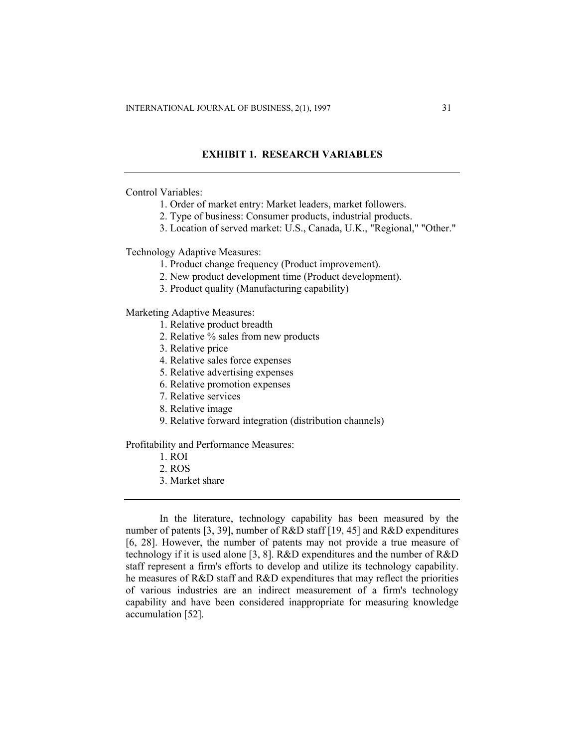**EXHIBIT 1. RESEARCH VARIABLES**

Control Variables:

1. Order of market entry: Market leaders, market followers.
2. Type of business: Consumer products, industrial products.
3. Location of served market: U.S., Canada, U.K., "Regional," "Other."

Technology Adaptive Measures:

1. Product change frequency (Product improvement).
2. New product development time (Product development).
3. Product quality (Manufacturing capability)

Marketing Adaptive Measures:

1. Relative product breadth
2. Relative % sales from new products
3. Relative price
4. Relative sales force expenses
5. Relative advertising expenses
6. Relative promotion expenses
7. Relative services
8. Relative image
9. Relative forward integration (distribution channels)

Profitability and Performance Measures:

1. ROI
2. ROS
3. Market share

In the literature, technology capability has been measured by the number of patents [3, 39], number of R&D staff [19, 45] and R&D expenditures [6, 28]. However, the number of patents may not provide a true measure of technology if it is used alone [3, 8]. R&D expenditures and the number of R&D staff represent a firm's efforts to develop and utilize its technology capability. he measures of R&D staff and R&D expenditures that may reflect the priorities of various industries are an indirect measurement of a firm's technology capability and have been considered inappropriate for measuring knowledge accumulation [52].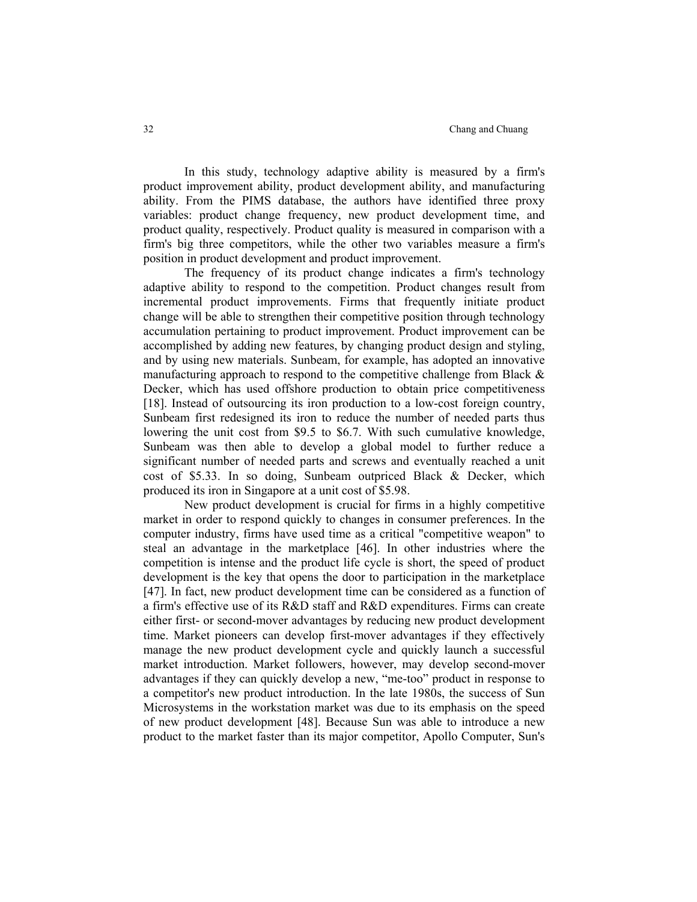In this study, technology adaptive ability is measured by a firm's product improvement ability, product development ability, and manufacturing ability. From the PIMS database, the authors have identified three proxy variables: product change frequency, new product development time, and product quality, respectively. Product quality is measured in comparison with a firm's big three competitors, while the other two variables measure a firm's position in product development and product improvement.

The frequency of its product change indicates a firm's technology adaptive ability to respond to the competition. Product changes result from incremental product improvements. Firms that frequently initiate product change will be able to strengthen their competitive position through technology accumulation pertaining to product improvement. Product improvement can be accomplished by adding new features, by changing product design and styling, and by using new materials. Sunbeam, for example, has adopted an innovative manufacturing approach to respond to the competitive challenge from Black & Decker, which has used offshore production to obtain price competitiveness [18]. Instead of outsourcing its iron production to a low-cost foreign country, Sunbeam first redesigned its iron to reduce the number of needed parts thus lowering the unit cost from $9.5 to $6.7. With such cumulative knowledge, Sunbeam was then able to develop a global model to further reduce a significant number of needed parts and screws and eventually reached a unit cost of $5.33. In so doing, Sunbeam outpriced Black & Decker, which produced its iron in Singapore at a unit cost of $5.98.

New product development is crucial for firms in a highly competitive market in order to respond quickly to changes in consumer preferences. In the computer industry, firms have used time as a critical "competitive weapon" to steal an advantage in the marketplace [46]. In other industries where the competition is intense and the product life cycle is short, the speed of product development is the key that opens the door to participation in the marketplace [47]. In fact, new product development time can be considered as a function of a firm's effective use of its R&D staff and R&D expenditures. Firms can create either first- or second-mover advantages by reducing new product development time. Market pioneers can develop first-mover advantages if they effectively manage the new product development cycle and quickly launch a successful market introduction. Market followers, however, may develop second-mover advantages if they can quickly develop a new, "me-too" product in response to a competitor's new product introduction. In the late 1980s, the success of Sun Microsystems in the workstation market was due to its emphasis on the speed of new product development [48]. Because Sun was able to introduce a new product to the market faster than its major competitor, Apollo Computer, Sun's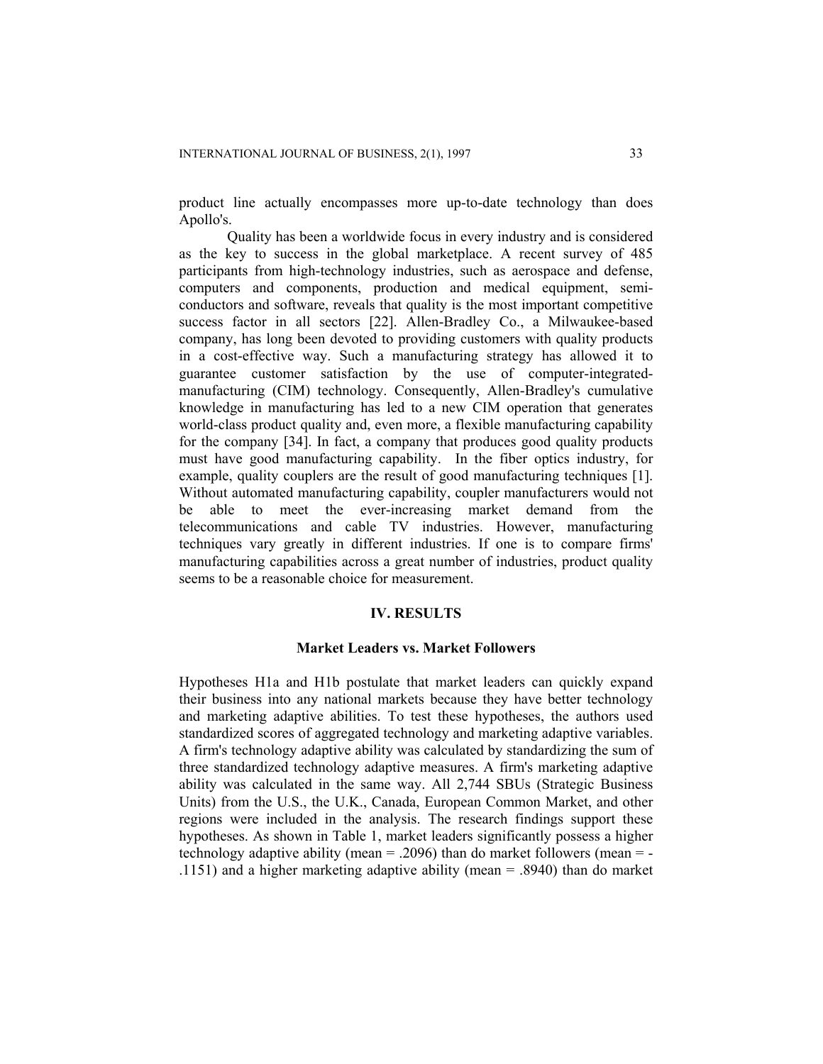product line actually encompasses more up-to-date technology than does Apollo's.

Quality has been a worldwide focus in every industry and is considered as the key to success in the global marketplace. A recent survey of 485 participants from high-technology industries, such as aerospace and defense, computers and components, production and medical equipment, semi-conductors and software, reveals that quality is the most important competitive success factor in all sectors [22]. Allen-Bradley Co., a Milwaukee-based company, has long been devoted to providing customers with quality products in a cost-effective way. Such a manufacturing strategy has allowed it to guarantee customer satisfaction by the use of computer-integrated-manufacturing (CIM) technology. Consequently, Allen-Bradley's cumulative knowledge in manufacturing has led to a new CIM operation that generates world-class product quality and, even more, a flexible manufacturing capability for the company [34]. In fact, a company that produces good quality products must have good manufacturing capability. In the fiber optics industry, for example, quality couplers are the result of good manufacturing techniques [1]. Without automated manufacturing capability, coupler manufacturers would not be able to meet the ever-increasing market demand from the telecommunications and cable TV industries. However, manufacturing techniques vary greatly in different industries. If one is to compare firms' manufacturing capabilities across a great number of industries, product quality seems to be a reasonable choice for measurement.

## IV. RESULTS

### Market Leaders vs. Market Followers

Hypotheses H1a and H1b postulate that market leaders can quickly expand their business into any national markets because they have better technology and marketing adaptive abilities. To test these hypotheses, the authors used standardized scores of aggregated technology and marketing adaptive variables. A firm's technology adaptive ability was calculated by standardizing the sum of three standardized technology adaptive measures. A firm's marketing adaptive ability was calculated in the same way. All 2,744 SBUs (Strategic Business Units) from the U.S., the U.K., Canada, European Common Market, and other regions were included in the analysis. The research findings support these hypotheses. As shown in Table 1, market leaders significantly possess a higher technology adaptive ability (mean = .2096) than do market followers (mean = -.1151) and a higher marketing adaptive ability (mean = .8940) than do market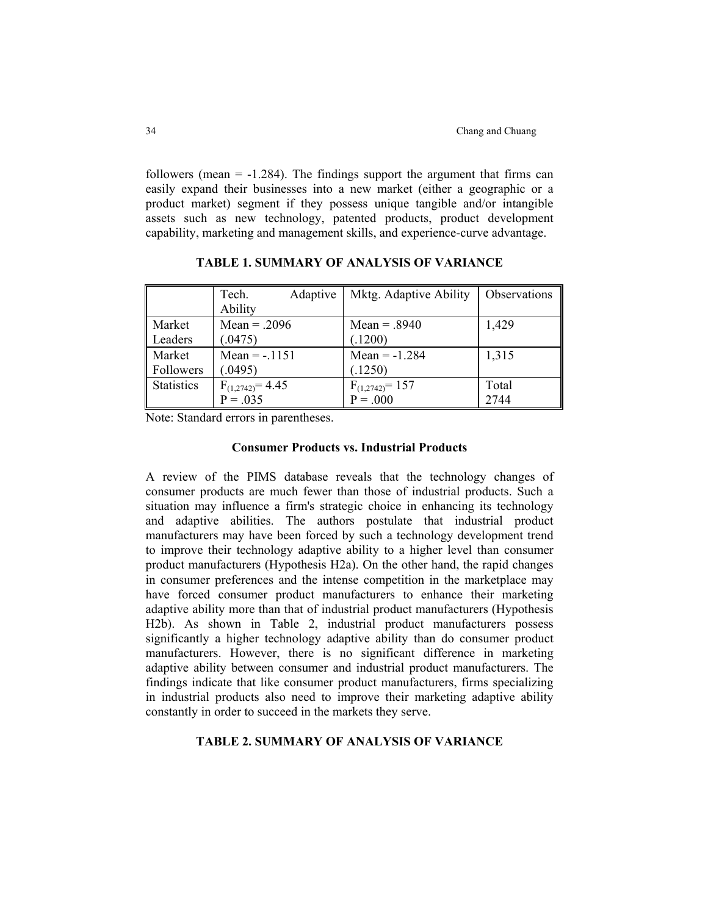followers (mean = -1.284). The findings support the argument that firms can easily expand their businesses into a new market (either a geographic or a product market) segment if they possess unique tangible and/or intangible assets such as new technology, patented products, product development capability, marketing and management skills, and experience-curve advantage.

**TABLE 1. SUMMARY OF ANALYSIS OF VARIANCE**

| | Tech. Adaptive Ability | Mktg. Adaptive Ability | Observations |
|---|---|---|---|
| Market Leaders | Mean = .2096 (.0475) | Mean = .8940 (.1200) | 1,429 |
| Market Followers | Mean = -.1151 (.0495) | Mean = -1.284 (.1250) | 1,315 |
| Statistics | $F_{(1,2742)}$= 4.45 P = .035 | $F_{(1,2742)}$= 157 P = .000 | Total 2744 |

Note: Standard errors in parentheses.

### Consumer Products vs. Industrial Products

A review of the PIMS database reveals that the technology changes of consumer products are much fewer than those of industrial products. Such a situation may influence a firm's strategic choice in enhancing its technology and adaptive abilities. The authors postulate that industrial product manufacturers may have been forced by such a technology development trend to improve their technology adaptive ability to a higher level than consumer product manufacturers (Hypothesis H2a). On the other hand, the rapid changes in consumer preferences and the intense competition in the marketplace may have forced consumer product manufacturers to enhance their marketing adaptive ability more than that of industrial product manufacturers (Hypothesis H2b). As shown in Table 2, industrial product manufacturers possess significantly a higher technology adaptive ability than do consumer product manufacturers. However, there is no significant difference in marketing adaptive ability between consumer and industrial product manufacturers. The findings indicate that like consumer product manufacturers, firms specializing in industrial products also need to improve their marketing adaptive ability constantly in order to succeed in the markets they serve.

**TABLE 2. SUMMARY OF ANALYSIS OF VARIANCE**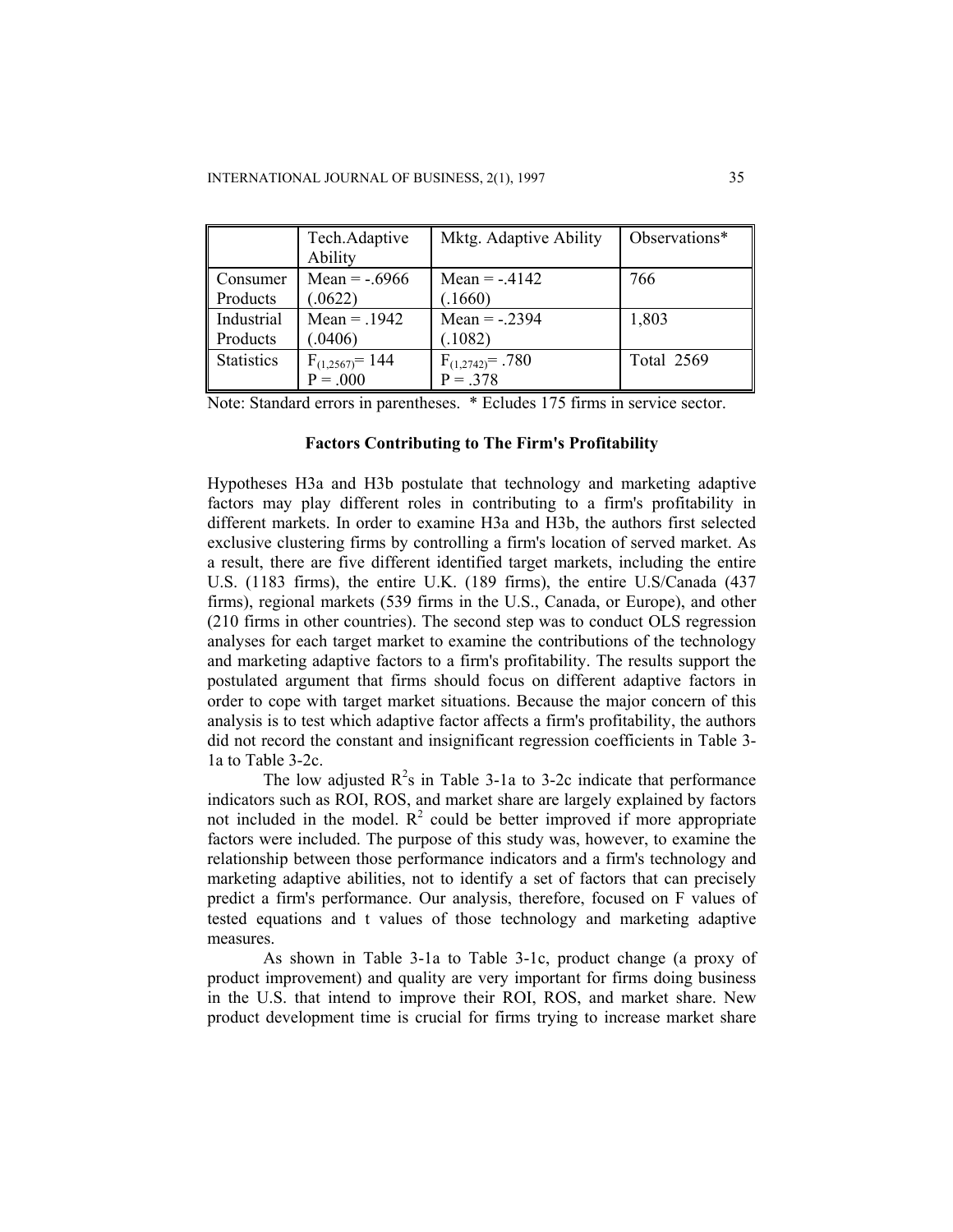| | Tech.Adaptive Ability | Mktg. Adaptive Ability | Observations* |
|---|---|---|---|
| Consumer Products | Mean = -.6966 (.0622) | Mean = -.4142 (.1660) | 766 |
| Industrial Products | Mean = .1942 (.0406) | Mean = -.2394 (.1082) | 1,803 |
| Statistics | $F_{(1,2567)}$= 144 P = .000 | $F_{(1,2742)}$= .780 P = .378 | Total 2569 |

Note: Standard errors in parentheses. * Ecludes 175 firms in service sector.

### Factors Contributing to The Firm's Profitability

Hypotheses H3a and H3b postulate that technology and marketing adaptive factors may play different roles in contributing to a firm's profitability in different markets. In order to examine H3a and H3b, the authors first selected exclusive clustering firms by controlling a firm's location of served market. As a result, there are five different identified target markets, including the entire U.S. (1183 firms), the entire U.K. (189 firms), the entire U.S/Canada (437 firms), regional markets (539 firms in the U.S., Canada, or Europe), and other (210 firms in other countries). The second step was to conduct OLS regression analyses for each target market to examine the contributions of the technology and marketing adaptive factors to a firm's profitability. The results support the postulated argument that firms should focus on different adaptive factors in order to cope with target market situations. Because the major concern of this analysis is to test which adaptive factor affects a firm's profitability, the authors did not record the constant and insignificant regression coefficients in Table 3-1a to Table 3-2c.

The low adjusted $R^2$s in Table 3-1a to 3-2c indicate that performance indicators such as ROI, ROS, and market share are largely explained by factors not included in the model. $R^2$ could be better improved if more appropriate factors were included. The purpose of this study was, however, to examine the relationship between those performance indicators and a firm's technology and marketing adaptive abilities, not to identify a set of factors that can precisely predict a firm's performance. Our analysis, therefore, focused on F values of tested equations and t values of those technology and marketing adaptive measures.

As shown in Table 3-1a to Table 3-1c, product change (a proxy of product improvement) and quality are very important for firms doing business in the U.S. that intend to improve their ROI, ROS, and market share. New product development time is crucial for firms trying to increase market share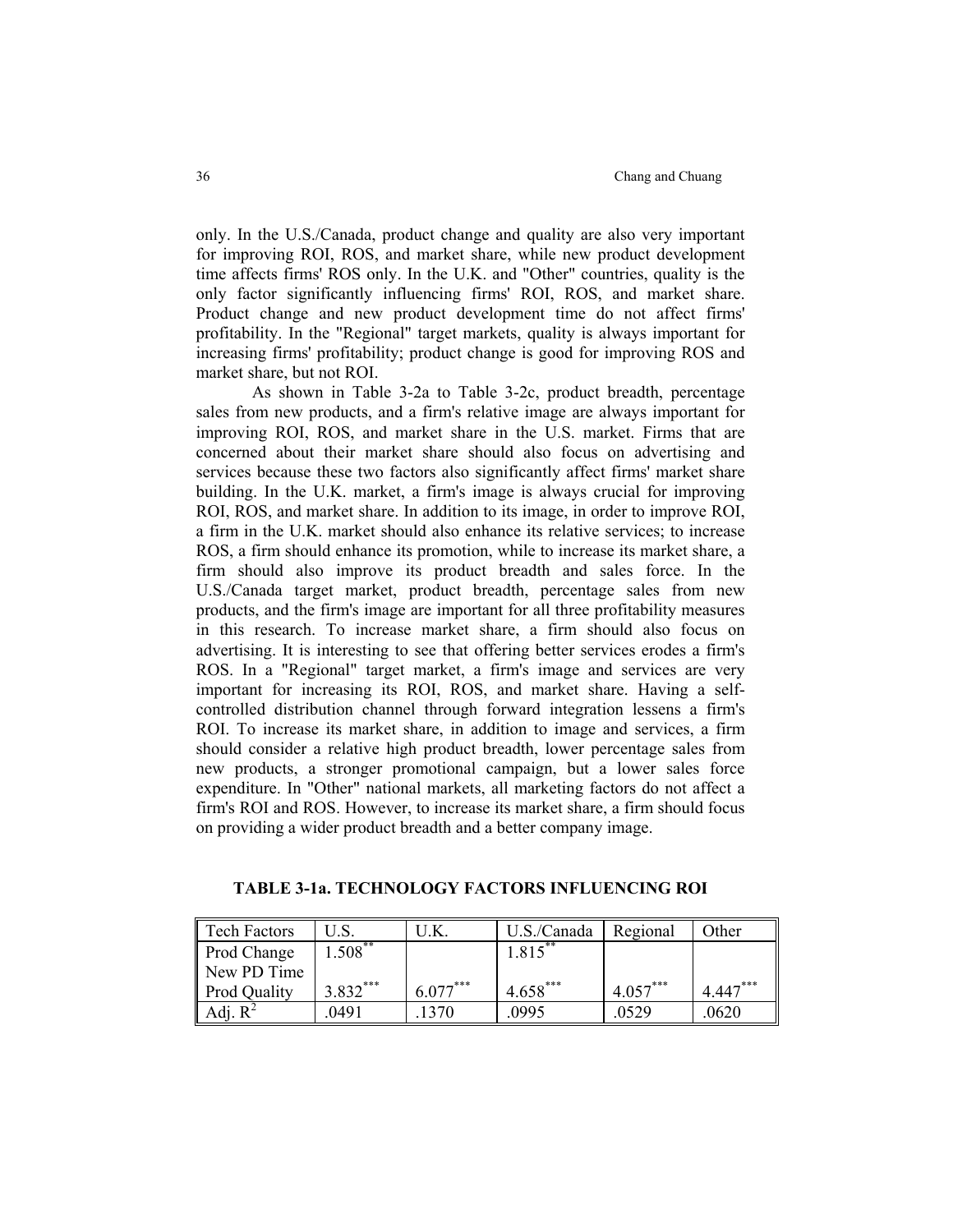only. In the U.S./Canada, product change and quality are also very important for improving ROI, ROS, and market share, while new product development time affects firms' ROS only. In the U.K. and "Other" countries, quality is the only factor significantly influencing firms' ROI, ROS, and market share. Product change and new product development time do not affect firms' profitability. In the "Regional" target markets, quality is always important for increasing firms' profitability; product change is good for improving ROS and market share, but not ROI.

As shown in Table 3-2a to Table 3-2c, product breadth, percentage sales from new products, and a firm's relative image are always important for improving ROI, ROS, and market share in the U.S. market. Firms that are concerned about their market share should also focus on advertising and services because these two factors also significantly affect firms' market share building. In the U.K. market, a firm's image is always crucial for improving ROI, ROS, and market share. In addition to its image, in order to improve ROI, a firm in the U.K. market should also enhance its relative services; to increase ROS, a firm should enhance its promotion, while to increase its market share, a firm should also improve its product breadth and sales force. In the U.S./Canada target market, product breadth, percentage sales from new products, and the firm's image are important for all three profitability measures in this research. To increase market share, a firm should also focus on advertising. It is interesting to see that offering better services erodes a firm's ROS. In a "Regional" target market, a firm's image and services are very important for increasing its ROI, ROS, and market share. Having a self-controlled distribution channel through forward integration lessens a firm's ROI. To increase its market share, in addition to image and services, a firm should consider a relative high product breadth, lower percentage sales from new products, a stronger promotional campaign, but a lower sales force expenditure. In "Other" national markets, all marketing factors do not affect a firm's ROI and ROS. However, to increase its market share, a firm should focus on providing a wider product breadth and a better company image.

**TABLE 3-1a. TECHNOLOGY FACTORS INFLUENCING ROI**

| Tech Factors | U.S. | U.K. | U.S./Canada | Regional | Other |
|---|---|---|---|---|---|
| Prod Change | 1.508** | | 1.815** | | |
| New PD Time | | | | | |
| Prod Quality | 3.832*** | 6.077*** | 4.658*** | 4.057*** | 4.447*** |
| Adj. $R^2$ | .0491 | .1370 | .0995 | .0529 | .0620 |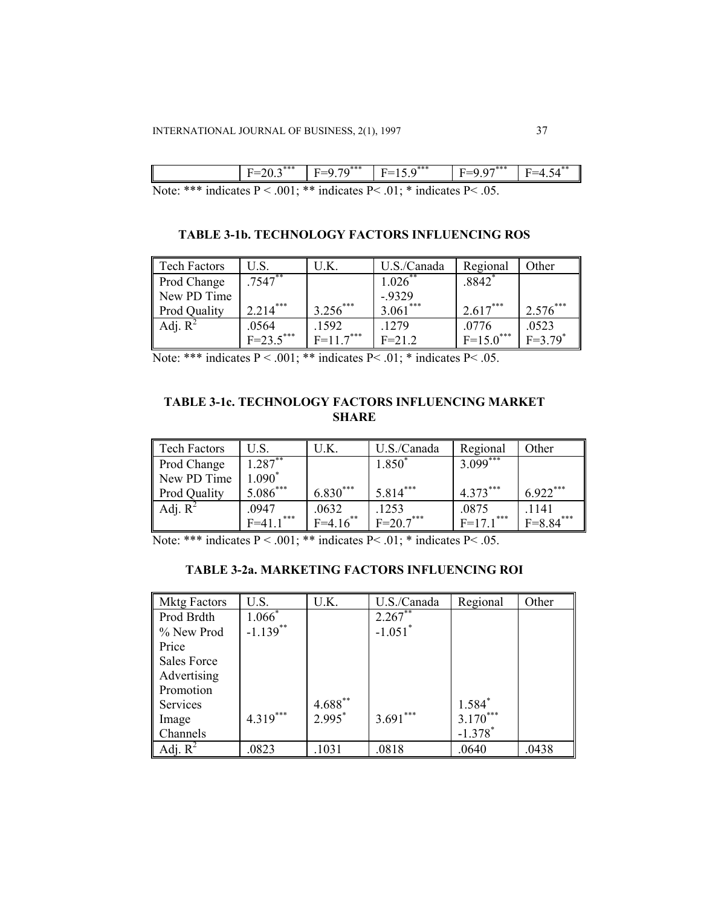| | F=20.3*** | F=9.79*** | F=15.9*** | F=9.97*** | F=4.54** |
|---|---|---|---|---|---|

Note: *** indicates P < .001; ** indicates P< .01; * indicates P< .05.

### TABLE 3-1b. TECHNOLOGY FACTORS INFLUENCING ROS

| Tech Factors | U.S. | U.K. | U.S./Canada | Regional | Other |
|---|---|---|---|---|---|
| Prod Change | .7547** | | 1.026** | .8842* | |
| New PD Time | | | -.9329 | | |
| Prod Quality | 2.214*** | 3.256*** | 3.061*** | 2.617*** | 2.576*** |
| Adj. $R^2$ | .0564 | .1592 | .1279 | .0776 | .0523 |
| | F=23.5*** | F=11.7*** | F=21.2 | F=15.0*** | F=3.79* |

Note: *** indicates P < .001; ** indicates P< .01; * indicates P< .05.

### TABLE 3-1c. TECHNOLOGY FACTORS INFLUENCING MARKET SHARE

| Tech Factors | U.S. | U.K. | U.S./Canada | Regional | Other |
|---|---|---|---|---|---|
| Prod Change | 1.287** | | 1.850* | 3.099*** | |
| New PD Time | 1.090* | | | | |
| Prod Quality | 5.086*** | 6.830*** | 5.814*** | 4.373*** | 6.922*** |
| Adj. $R^2$ | .0947 | .0632 | .1253 | .0875 | .1141 |
| | F=41.1*** | F=4.16** | F=20.7*** | F=17.1*** | F=8.84*** |

Note: *** indicates P < .001; ** indicates P< .01; * indicates P< .05.

### TABLE 3-2a. MARKETING FACTORS INFLUENCING ROI

| Mktg Factors | U.S. | U.K. | U.S./Canada | Regional | Other |
|---|---|---|---|---|---|
| Prod Brdth | 1.066* | | 2.267** | | |
| % New Prod | -1.139** | | -1.051* | | |
| Price | | | | | |
| Sales Force | | | | | |
| Advertising | | | | | |
| Promotion | | | | | |
| Services | | 4.688** | | 1.584* | |
| Image | 4.319*** | 2.995* | 3.691*** | 3.170*** | |
| Channels | | | | -1.378* | |
| Adj. $R^2$ | .0823 | .1031 | .0818 | .0640 | .0438 |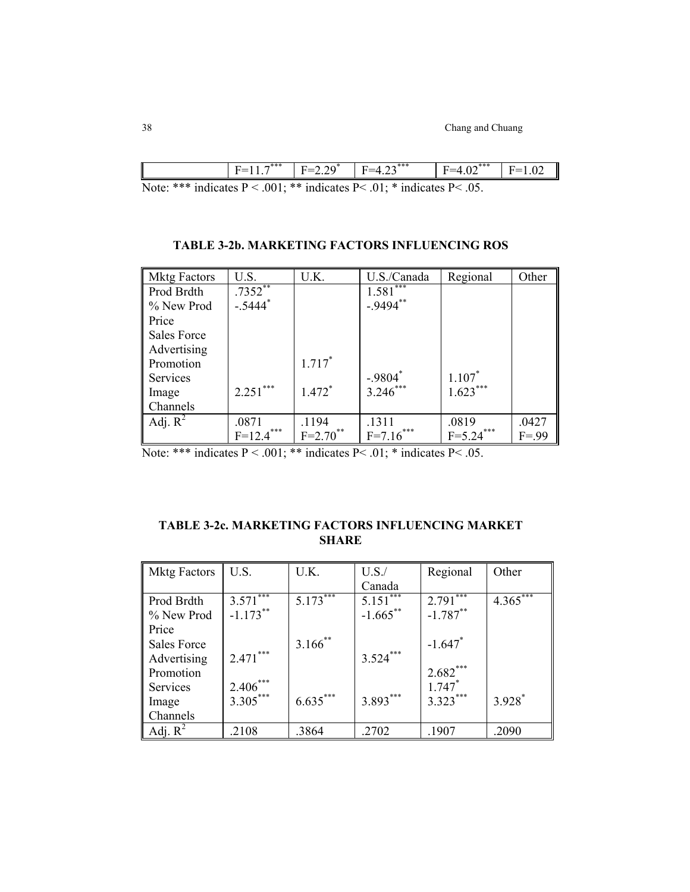| | $F=11.7^{***}$ | $F=2.29^{*}$ | $F=4.23^{***}$ | $F=4.02^{***}$ | $F=1.02$ |
|---|---|---|---|---|---|

Note: *** indicates P < .001; ** indicates P< .01; * indicates P< .05.

**TABLE 3-2b. MARKETING FACTORS INFLUENCING ROS**

| Mktg Factors | U.S. | U.K. | U.S./Canada | Regional | Other |
|---|---|---|---|---|---|
| Prod Brdth | $.7352^{**}$ | | $1.581^{***}$ | | |
| % New Prod | $-.5444^{*}$ | | $-.9494^{**}$ | | |
| Price | | | | | |
| Sales Force | | | | | |
| Advertising | | | | | |
| Promotion | | $1.717^{*}$ | | | |
| Services | | | $-.9804^{*}$ | $1.107^{*}$ | |
| Image | $2.251^{***}$ | $1.472^{*}$ | $3.246^{***}$ | $1.623^{***}$ | |
| Channels | | | | | |
| Adj. $R^2$ | .0871<br>$F=12.4^{***}$ | .1194<br>$F=2.70^{**}$ | .1311<br>$F=7.16^{***}$ | .0819<br>$F=5.24^{***}$ | .0427<br>$F=.99$ |

Note: *** indicates P < .001; ** indicates P< .01; * indicates P< .05.

**TABLE 3-2c. MARKETING FACTORS INFLUENCING MARKET SHARE**

| Mktg Factors | U.S. | U.K. | U.S./ Canada | Regional | Other |
|---|---|---|---|---|---|
| Prod Brdth | $3.571^{***}$ | $5.173^{***}$ | $5.151^{***}$ | $2.791^{***}$ | $4.365^{***}$ |
| % New Prod | $-1.173^{**}$ | | $-1.665^{**}$ | $-1.787^{**}$ | |
| Price | | | | | |
| Sales Force | | $3.166^{**}$ | | $-1.647^{*}$ | |
| Advertising | $2.471^{***}$ | | $3.524^{***}$ | | |
| Promotion | | | | $2.682^{***}$ | |
| Services | $2.406^{***}$ | | | $1.747^{*}$ | |
| Image | $3.305^{***}$ | $6.635^{***}$ | $3.893^{***}$ | $3.323^{***}$ | $3.928^{*}$ |
| Channels | | | | | |
| Adj. $R^2$ | .2108 | .3864 | .2702 | .1907 | .2090 |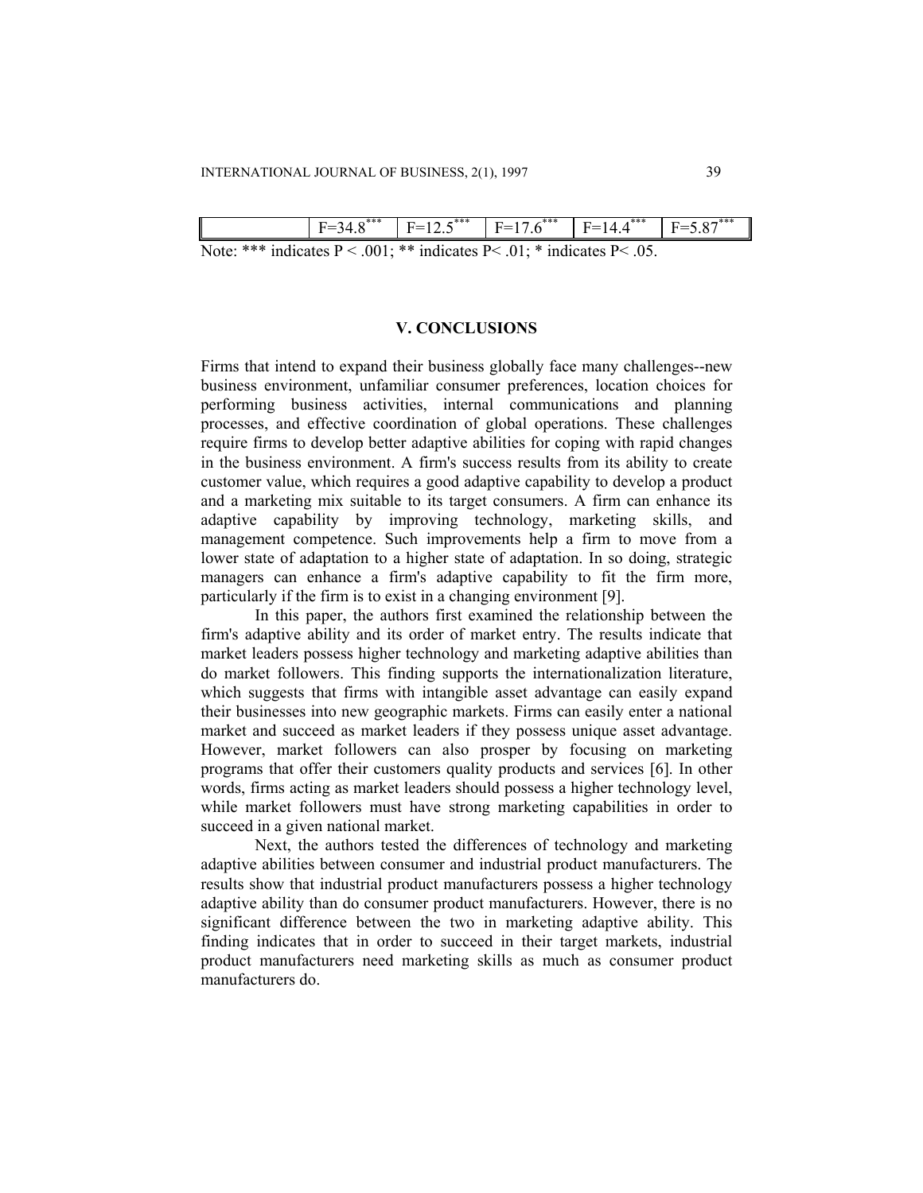| | F=34.8*** | F=12.5*** | F=17.6*** | F=14.4*** | F=5.87*** |
|---|---|---|---|---|---|

Note: *** indicates P < .001; ** indicates P< .01; * indicates P< .05.

## V. CONCLUSIONS

Firms that intend to expand their business globally face many challenges--new business environment, unfamiliar consumer preferences, location choices for performing business activities, internal communications and planning processes, and effective coordination of global operations. These challenges require firms to develop better adaptive abilities for coping with rapid changes in the business environment. A firm's success results from its ability to create customer value, which requires a good adaptive capability to develop a product and a marketing mix suitable to its target consumers. A firm can enhance its adaptive capability by improving technology, marketing skills, and management competence. Such improvements help a firm to move from a lower state of adaptation to a higher state of adaptation. In so doing, strategic managers can enhance a firm's adaptive capability to fit the firm more, particularly if the firm is to exist in a changing environment [9].

In this paper, the authors first examined the relationship between the firm's adaptive ability and its order of market entry. The results indicate that market leaders possess higher technology and marketing adaptive abilities than do market followers. This finding supports the internationalization literature, which suggests that firms with intangible asset advantage can easily expand their businesses into new geographic markets. Firms can easily enter a national market and succeed as market leaders if they possess unique asset advantage. However, market followers can also prosper by focusing on marketing programs that offer their customers quality products and services [6]. In other words, firms acting as market leaders should possess a higher technology level, while market followers must have strong marketing capabilities in order to succeed in a given national market.

Next, the authors tested the differences of technology and marketing adaptive abilities between consumer and industrial product manufacturers. The results show that industrial product manufacturers possess a higher technology adaptive ability than do consumer product manufacturers. However, there is no significant difference between the two in marketing adaptive ability. This finding indicates that in order to succeed in their target markets, industrial product manufacturers need marketing skills as much as consumer product manufacturers do.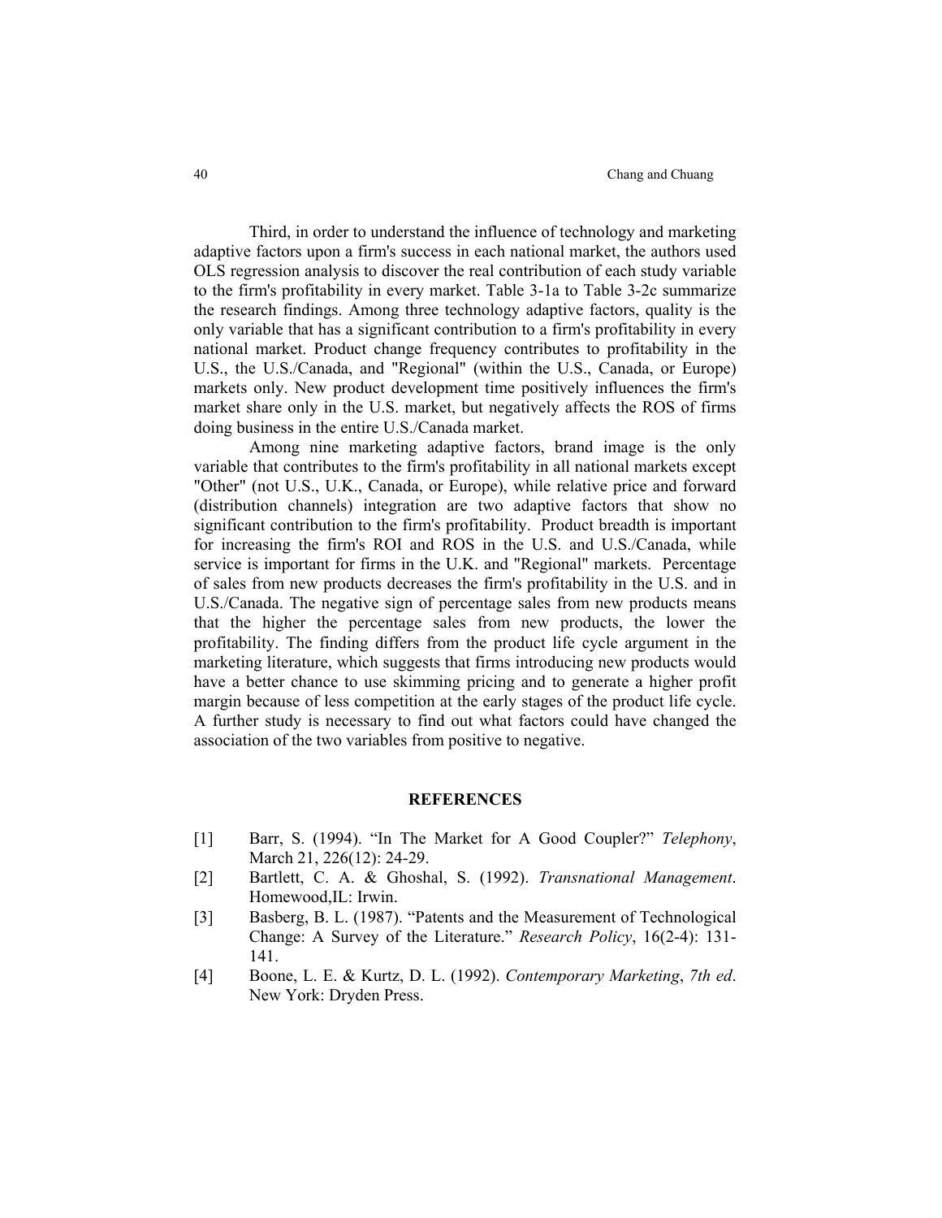Third, in order to understand the influence of technology and marketing adaptive factors upon a firm's success in each national market, the authors used OLS regression analysis to discover the real contribution of each study variable to the firm's profitability in every market. Table 3-1a to Table 3-2c summarize the research findings. Among three technology adaptive factors, quality is the only variable that has a significant contribution to a firm's profitability in every national market. Product change frequency contributes to profitability in the U.S., the U.S./Canada, and "Regional" (within the U.S., Canada, or Europe) markets only. New product development time positively influences the firm's market share only in the U.S. market, but negatively affects the ROS of firms doing business in the entire U.S./Canada market.

Among nine marketing adaptive factors, brand image is the only variable that contributes to the firm's profitability in all national markets except "Other" (not U.S., U.K., Canada, or Europe), while relative price and forward (distribution channels) integration are two adaptive factors that show no significant contribution to the firm's profitability. Product breadth is important for increasing the firm's ROI and ROS in the U.S. and U.S./Canada, while service is important for firms in the U.K. and "Regional" markets. Percentage of sales from new products decreases the firm's profitability in the U.S. and in U.S./Canada. The negative sign of percentage sales from new products means that the higher the percentage sales from new products, the lower the profitability. The finding differs from the product life cycle argument in the marketing literature, which suggests that firms introducing new products would have a better chance to use skimming pricing and to generate a higher profit margin because of less competition at the early stages of the product life cycle. A further study is necessary to find out what factors could have changed the association of the two variables from positive to negative.

## REFERENCES

[1] Barr, S. (1994). "In The Market for A Good Coupler?" *Telephony*, March 21, 226(12): 24-29.

[2] Bartlett, C. A. & Ghoshal, S. (1992). *Transnational Management*. Homewood,IL: Irwin.

[3] Basberg, B. L. (1987). "Patents and the Measurement of Technological Change: A Survey of the Literature." *Research Policy*, 16(2-4): 131-141.

[4] Boone, L. E. & Kurtz, D. L. (1992). *Contemporary Marketing*, *7th ed*. New York: Dryden Press.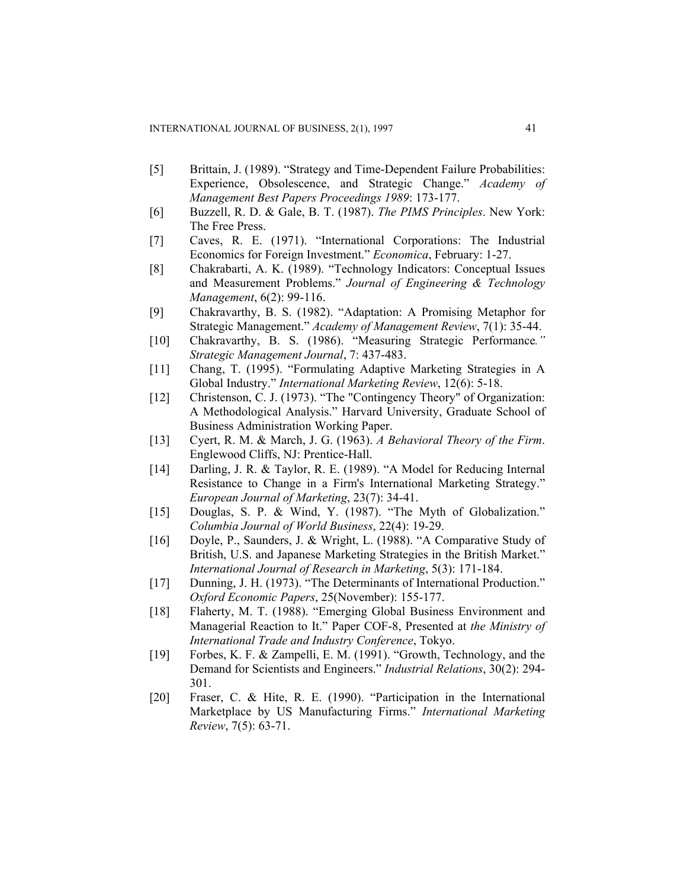[5] Brittain, J. (1989). "Strategy and Time-Dependent Failure Probabilities: Experience, Obsolescence, and Strategic Change." *Academy of Management Best Papers Proceedings 1989*: 173-177.

[6] Buzzell, R. D. & Gale, B. T. (1987). *The PIMS Principles*. New York: The Free Press.

[7] Caves, R. E. (1971). "International Corporations: The Industrial Economics for Foreign Investment." *Economica*, February: 1-27.

[8] Chakrabarti, A. K. (1989). "Technology Indicators: Conceptual Issues and Measurement Problems." *Journal of Engineering & Technology Management*, 6(2): 99-116.

[9] Chakravarthy, B. S. (1982). "Adaptation: A Promising Metaphor for Strategic Management." *Academy of Management Review*, 7(1): 35-44.

[10] Chakravarthy, B. S. (1986). "Measuring Strategic Performance*."* *Strategic Management Journal*, 7: 437-483.

[11] Chang, T. (1995). "Formulating Adaptive Marketing Strategies in A Global Industry." *International Marketing Review*, 12(6): 5-18.

[12] Christenson, C. J. (1973). "The "Contingency Theory" of Organization: A Methodological Analysis." Harvard University, Graduate School of Business Administration Working Paper.

[13] Cyert, R. M. & March, J. G. (1963). *A Behavioral Theory of the Firm*. Englewood Cliffs, NJ: Prentice-Hall.

[14] Darling, J. R. & Taylor, R. E. (1989). "A Model for Reducing Internal Resistance to Change in a Firm's International Marketing Strategy." *European Journal of Marketing*, 23(7): 34-41.

[15] Douglas, S. P. & Wind, Y. (1987). "The Myth of Globalization." *Columbia Journal of World Business*, 22(4): 19-29.

[16] Doyle, P., Saunders, J. & Wright, L. (1988). "A Comparative Study of British, U.S. and Japanese Marketing Strategies in the British Market." *International Journal of Research in Marketing*, 5(3): 171-184.

[17] Dunning, J. H. (1973). "The Determinants of International Production." *Oxford Economic Papers*, 25(November): 155-177.

[18] Flaherty, M. T. (1988). "Emerging Global Business Environment and Managerial Reaction to It." Paper COF-8, Presented at *the Ministry of International Trade and Industry Conference*, Tokyo.

[19] Forbes, K. F. & Zampelli, E. M. (1991). "Growth, Technology, and the Demand for Scientists and Engineers." *Industrial Relations*, 30(2): 294-301.

[20] Fraser, C. & Hite, R. E. (1990). "Participation in the International Marketplace by US Manufacturing Firms." *International Marketing Review*, 7(5): 63-71.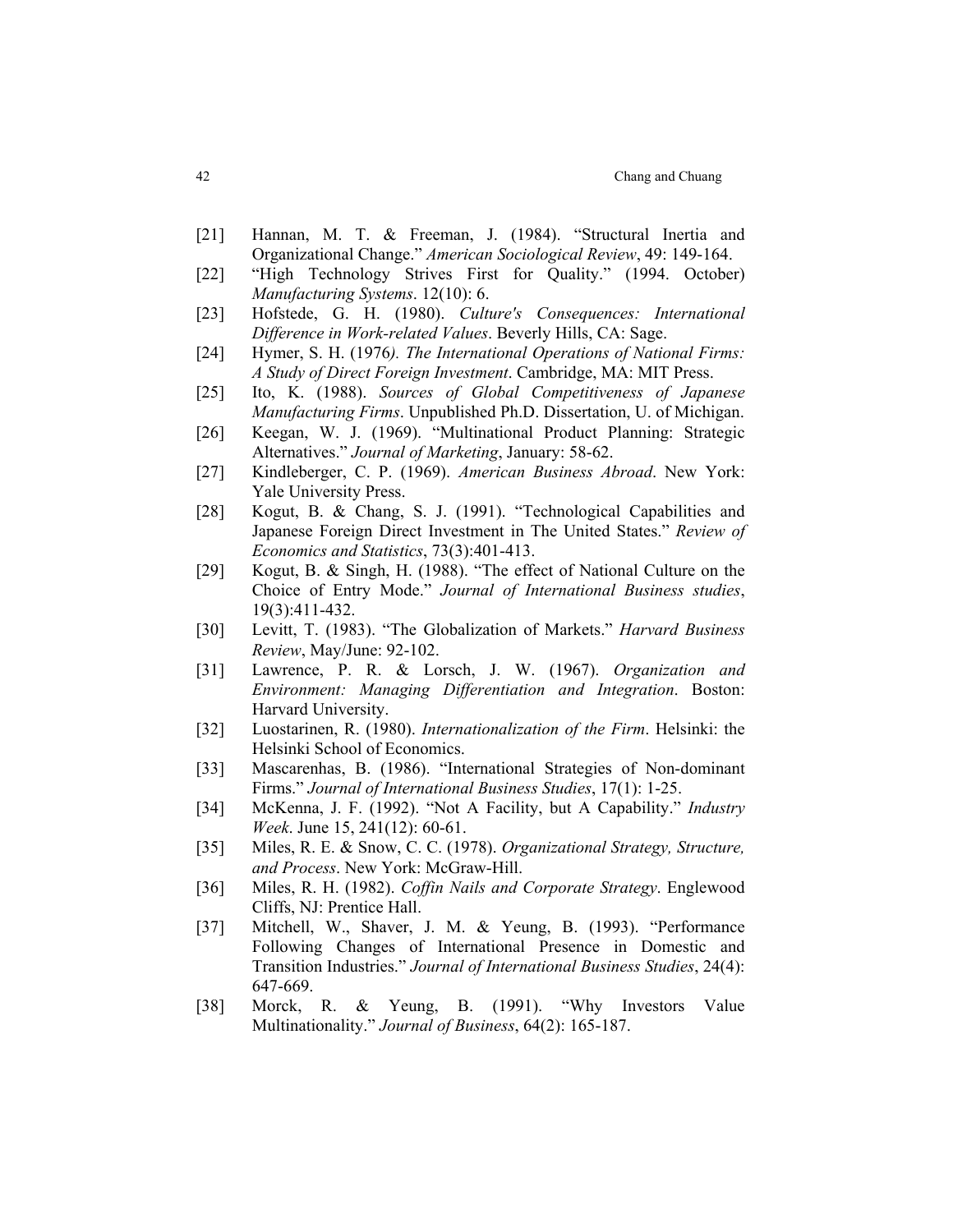[21] Hannan, M. T. & Freeman, J. (1984). "Structural Inertia and Organizational Change." *American Sociological Review*, 49: 149-164.

[22] "High Technology Strives First for Quality." (1994. October) *Manufacturing Systems*. 12(10): 6.

[23] Hofstede, G. H. (1980). *Culture's Consequences: International Difference in Work-related Values*. Beverly Hills, CA: Sage.

[24] Hymer, S. H. (1976*). The International Operations of National Firms: A Study of Direct Foreign Investment*. Cambridge, MA: MIT Press.

[25] Ito, K. (1988). *Sources of Global Competitiveness of Japanese Manufacturing Firms*. Unpublished Ph.D. Dissertation, U. of Michigan.

[26] Keegan, W. J. (1969). "Multinational Product Planning: Strategic Alternatives." *Journal of Marketing*, January: 58-62.

[27] Kindleberger, C. P. (1969). *American Business Abroad*. New York: Yale University Press.

[28] Kogut, B. & Chang, S. J. (1991). "Technological Capabilities and Japanese Foreign Direct Investment in The United States." *Review of Economics and Statistics*, 73(3):401-413.

[29] Kogut, B. & Singh, H. (1988). "The effect of National Culture on the Choice of Entry Mode." *Journal of International Business studies*, 19(3):411-432.

[30] Levitt, T. (1983). "The Globalization of Markets." *Harvard Business Review*, May/June: 92-102.

[31] Lawrence, P. R. & Lorsch, J. W. (1967). *Organization and Environment: Managing Differentiation and Integration*. Boston: Harvard University.

[32] Luostarinen, R. (1980). *Internationalization of the Firm*. Helsinki: the Helsinki School of Economics.

[33] Mascarenhas, B. (1986). "International Strategies of Non-dominant Firms." *Journal of International Business Studies*, 17(1): 1-25.

[34] McKenna, J. F. (1992). "Not A Facility, but A Capability." *Industry Week*. June 15, 241(12): 60-61.

[35] Miles, R. E. & Snow, C. C. (1978). *Organizational Strategy, Structure, and Process*. New York: McGraw-Hill.

[36] Miles, R. H. (1982). *Coffin Nails and Corporate Strategy*. Englewood Cliffs, NJ: Prentice Hall.

[37] Mitchell, W., Shaver, J. M. & Yeung, B. (1993). "Performance Following Changes of International Presence in Domestic and Transition Industries." *Journal of International Business Studies*, 24(4): 647-669.

[38] Morck, R. & Yeung, B. (1991). "Why Investors Value Multinationality." *Journal of Business*, 64(2): 165-187.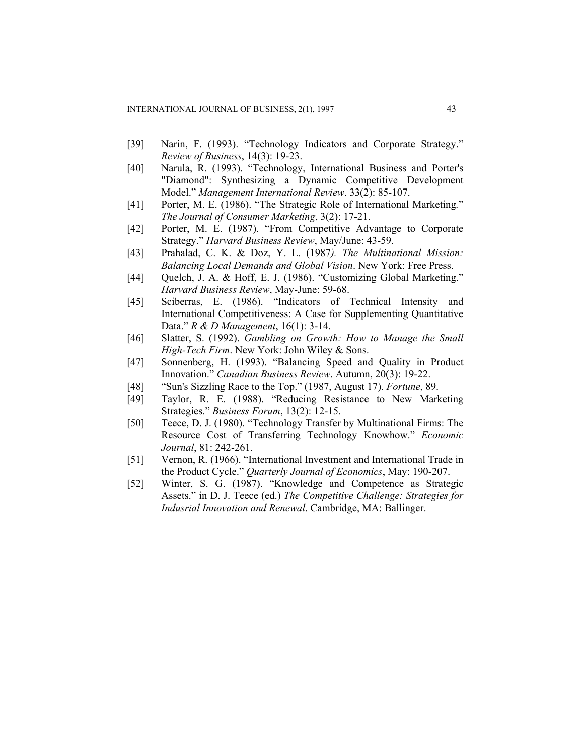[39] Narin, F. (1993). "Technology Indicators and Corporate Strategy." *Review of Business*, 14(3): 19-23.

[40] Narula, R. (1993). "Technology, International Business and Porter's "Diamond": Synthesizing a Dynamic Competitive Development Model." *Management International Review*. 33(2): 85-107.

[41] Porter, M. E. (1986). "The Strategic Role of International Marketing." *The Journal of Consumer Marketing*, 3(2): 17-21.

[42] Porter, M. E. (1987). "From Competitive Advantage to Corporate Strategy." *Harvard Business Review*, May/June: 43-59.

[43] Prahalad, C. K. & Doz, Y. L. (1987). *The Multinational Mission: Balancing Local Demands and Global Vision*. New York: Free Press.

[44] Quelch, J. A. & Hoff, E. J. (1986). "Customizing Global Marketing." *Harvard Business Review*, May-June: 59-68.

[45] Sciberras, E. (1986). "Indicators of Technical Intensity and International Competitiveness: A Case for Supplementing Quantitative Data." *R & D Management*, 16(1): 3-14.

[46] Slatter, S. (1992). *Gambling on Growth: How to Manage the Small High-Tech Firm*. New York: John Wiley & Sons.

[47] Sonnenberg, H. (1993). "Balancing Speed and Quality in Product Innovation." *Canadian Business Review*. Autumn, 20(3): 19-22.

[48] "Sun's Sizzling Race to the Top." (1987, August 17). *Fortune*, 89.

[49] Taylor, R. E. (1988). "Reducing Resistance to New Marketing Strategies." *Business Forum*, 13(2): 12-15.

[50] Teece, D. J. (1980). "Technology Transfer by Multinational Firms: The Resource Cost of Transferring Technology Knowhow." *Economic Journal*, 81: 242-261.

[51] Vernon, R. (1966). "International Investment and International Trade in the Product Cycle." *Quarterly Journal of Economics*, May: 190-207.

[52] Winter, S. G. (1987). "Knowledge and Competence as Strategic Assets." in D. J. Teece (ed.) *The Competitive Challenge: Strategies for Indusrial Innovation and Renewal*. Cambridge, MA: Ballinger.